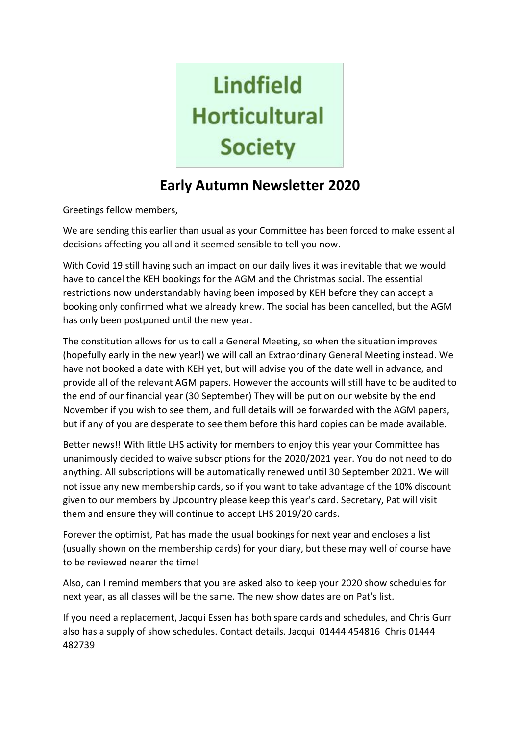# Lindfield Horticultural Society

## Early Autumn Newsletter 2020

Greetings fellow members,

We are sending this earlier than usual as your Committee has been forced to make essential decisions affecting you all and it seemed sensible to tell you now.

With Covid 19 still having such an impact on our daily lives it was inevitable that we would have to cancel the KEH bookings for the AGM and the Christmas social. The essential restrictions now understandably having been imposed by KEH before they can accept a booking only confirmed what we already knew. The social has been cancelled, but the AGM has only been postponed until the new year.

The constitution allows for us to call a General Meeting, so when the situation improves (hopefully early in the new year!) we will call an Extraordinary General Meeting instead. We have not booked a date with KEH yet, but will advise you of the date well in advance, and provide all of the relevant AGM papers. However the accounts will still have to be audited to the end of our financial year (30 September) They will be put on our website by the end November if you wish to see them, and full details will be forwarded with the AGM papers, but if any of you are desperate to see them before this hard copies can be made available.

Better news!! With little LHS activity for members to enjoy this year your Committee has unanimously decided to waive subscriptions for the 2020/2021 year. You do not need to do anything. All subscriptions will be automatically renewed until 30 September 2021. We will not issue any new membership cards, so if you want to take advantage of the 10% discount given to our members by Upcountry please keep this year's card. Secretary, Pat will visit them and ensure they will continue to accept LHS 2019/20 cards.

Forever the optimist, Pat has made the usual bookings for next year and encloses a list (usually shown on the membership cards) for your diary, but these may well of course have to be reviewed nearer the time!

Also, can I remind members that you are asked also to keep your 2020 show schedules for next year, as all classes will be the same. The new show dates are on Pat's list.

If you need a replacement, Jacqui Essen has both spare cards and schedules, and Chris Gurr also has a supply of show schedules. Contact details. Jacqui 01444 454816 Chris 01444 482739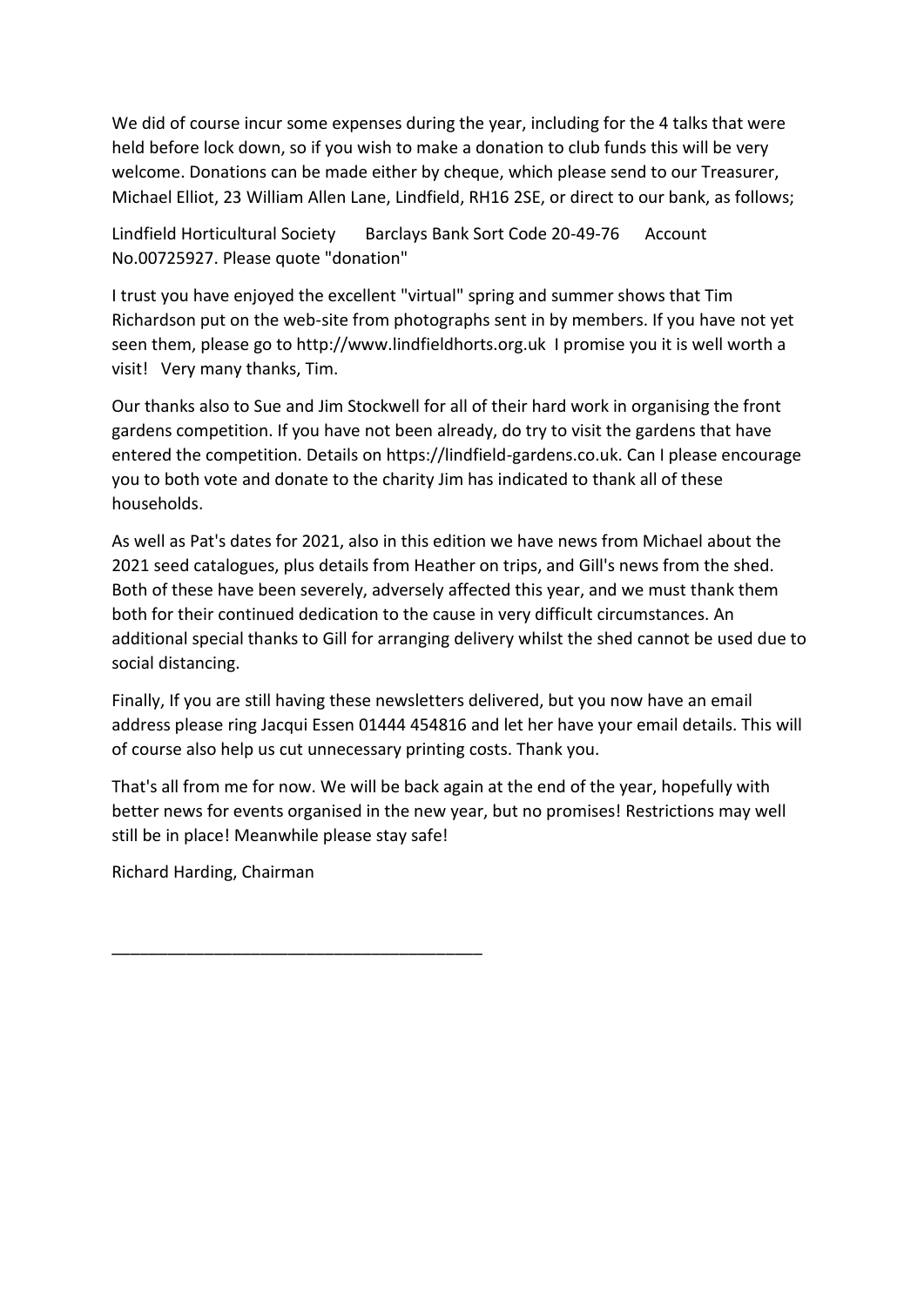We did of course incur some expenses during the year, including for the 4 talks that were held before lock down, so if you wish to make a donation to club funds this will be very welcome. Donations can be made either by cheque, which please send to our Treasurer, Michael Elliot, 23 William Allen Lane, Lindfield, RH16 2SE, or direct to our bank, as follows;

Lindfield Horticultural Society     Barclays Bank Sort Code 20-49-76     Account No.00725927. Please quote "donation"

I trust you have enjoyed the excellent "virtual" spring and summer shows that Tim Richardson put on the web-site from photographs sent in by members. If you have not yet seen them, please go to http://www.lindfieldhorts.org.uk I promise you it is well worth a visit! Very many thanks, Tim.

Our thanks also to Sue and Jim Stockwell for all of their hard work in organising the front gardens competition. If you have not been already, do try to visit the gardens that have entered the competition. Details on https://lindfield-gardens.co.uk. Can I please encourage you to both vote and donate to the charity Jim has indicated to thank all of these households.

As well as Pat's dates for 2021, also in this edition we have news from Michael about the 2021 seed catalogues, plus details from Heather on trips, and Gill's news from the shed. Both of these have been severely, adversely affected this year, and we must thank them both for their continued dedication to the cause in very difficult circumstances. An additional special thanks to Gill for arranging delivery whilst the shed cannot be used due to social distancing.

Finally, If you are still having these newsletters delivered, but you now have an email address please ring Jacqui Essen 01444 454816 and let her have your email details. This will of course also help us cut unnecessary printing costs. Thank you.

That's all from me for now. We will be back again at the end of the year, hopefully with better news for events organised in the new year, but no promises! Restrictions may well still be in place! Meanwhile please stay safe!

Richard Harding, Chairman

---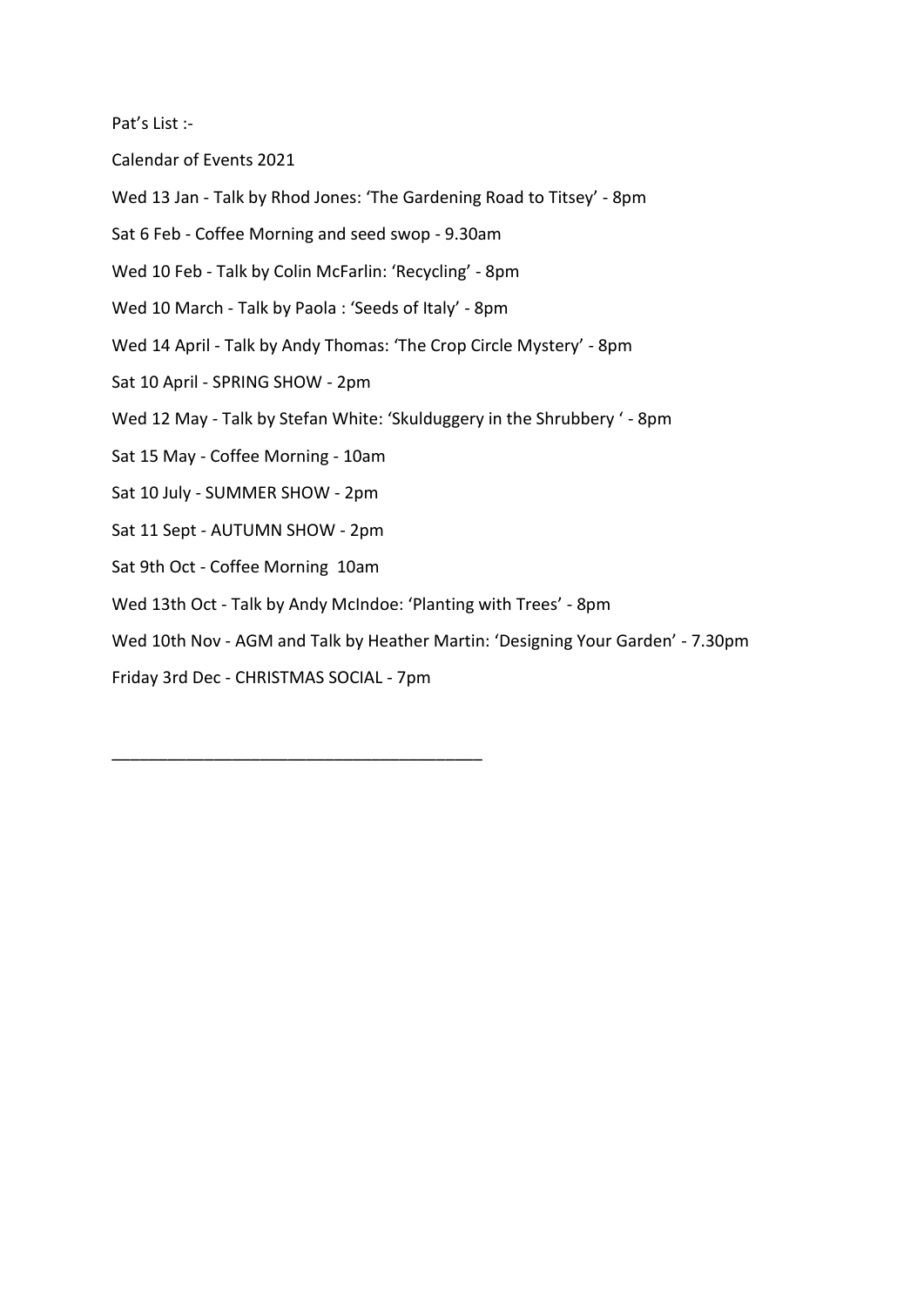Pat's List :-

Calendar of Events 2021

Wed 13 Jan - Talk by Rhod Jones: 'The Gardening Road to Titsey' - 8pm

Sat 6 Feb - Coffee Morning and seed swop - 9.30am

Wed 10 Feb - Talk by Colin McFarlin: 'Recycling' - 8pm

Wed 10 March - Talk by Paola : 'Seeds of Italy' - 8pm

Wed 14 April - Talk by Andy Thomas: 'The Crop Circle Mystery' - 8pm

Sat 10 April - SPRING SHOW - 2pm

Wed 12 May - Talk by Stefan White: 'Skulduggery in the Shrubbery ' - 8pm

Sat 15 May - Coffee Morning - 10am

Sat 10 July - SUMMER SHOW - 2pm

Sat 11 Sept - AUTUMN SHOW - 2pm

Sat 9th Oct - Coffee Morning  10am

Wed 13th Oct - Talk by Andy McIndoe: 'Planting with Trees' - 8pm

Wed 10th Nov - AGM and Talk by Heather Martin: 'Designing Your Garden' - 7.30pm

Friday 3rd Dec - CHRISTMAS SOCIAL - 7pm

---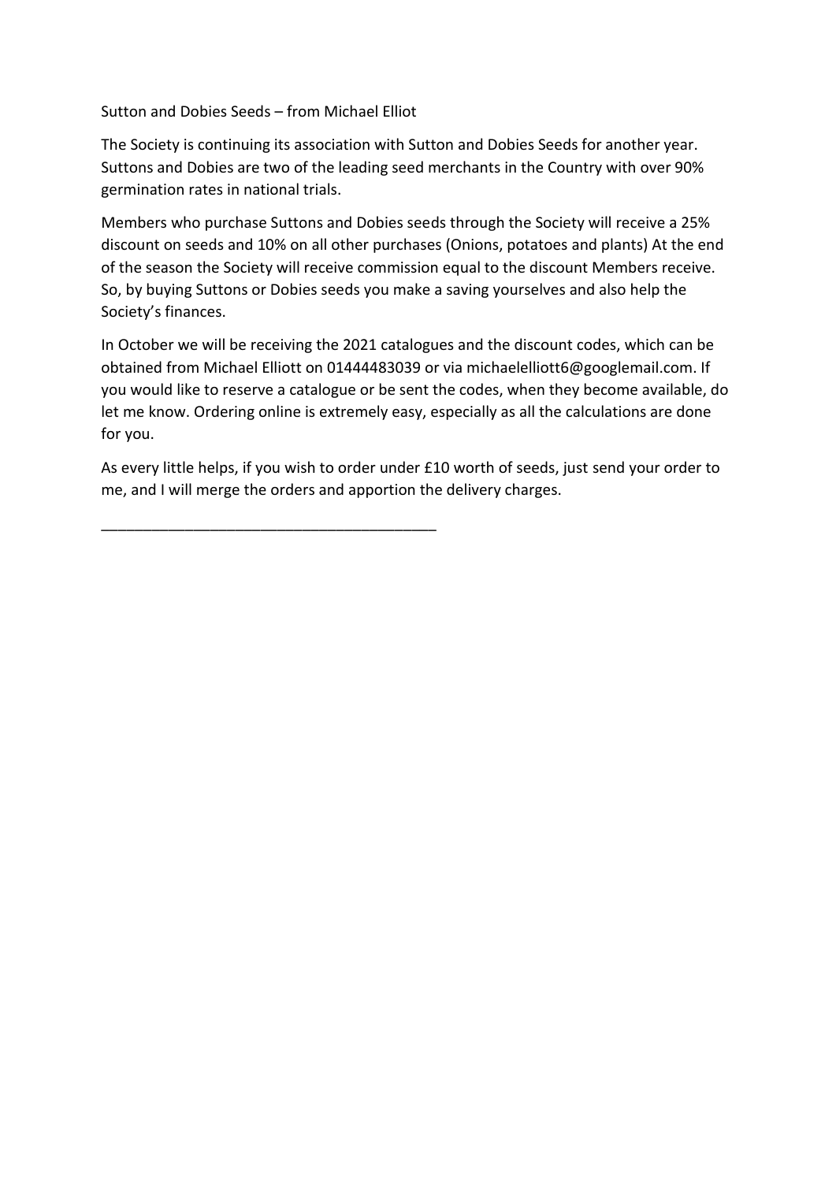Sutton and Dobies Seeds – from Michael Elliot

The Society is continuing its association with Sutton and Dobies Seeds for another year. Suttons and Dobies are two of the leading seed merchants in the Country with over 90% germination rates in national trials.

Members who purchase Suttons and Dobies seeds through the Society will receive a 25% discount on seeds and 10% on all other purchases (Onions, potatoes and plants) At the end of the season the Society will receive commission equal to the discount Members receive. So, by buying Suttons or Dobies seeds you make a saving yourselves and also help the Society's finances.

In October we will be receiving the 2021 catalogues and the discount codes, which can be obtained from Michael Elliott on 01444483039 or via michaelelliott6@googlemail.com. If you would like to reserve a catalogue or be sent the codes, when they become available, do let me know. Ordering online is extremely easy, especially as all the calculations are done for you.

As every little helps, if you wish to order under £10 worth of seeds, just send your order to me, and I will merge the orders and apportion the delivery charges.

---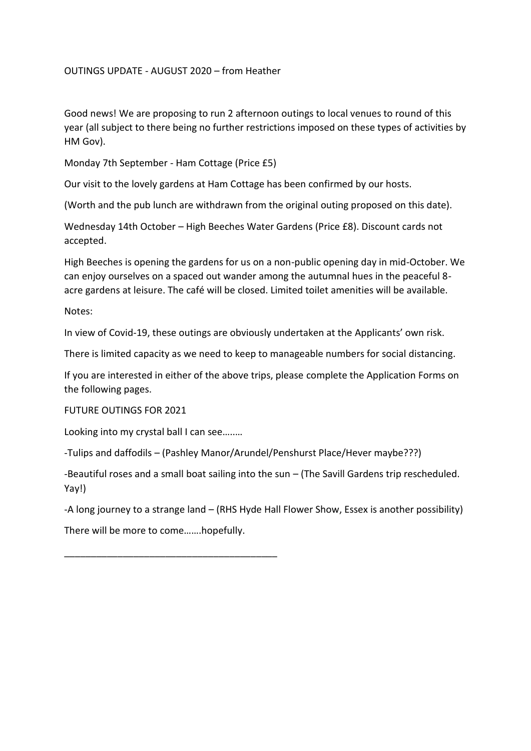OUTINGS UPDATE - AUGUST 2020 – from Heather

Good news! We are proposing to run 2 afternoon outings to local venues to round of this year (all subject to there being no further restrictions imposed on these types of activities by HM Gov).

Monday 7th September - Ham Cottage (Price £5)

Our visit to the lovely gardens at Ham Cottage has been confirmed by our hosts.

(Worth and the pub lunch are withdrawn from the original outing proposed on this date).

Wednesday 14th October – High Beeches Water Gardens (Price £8). Discount cards not accepted.

High Beeches is opening the gardens for us on a non-public opening day in mid-October. We can enjoy ourselves on a spaced out wander among the autumnal hues in the peaceful 8-acre gardens at leisure. The café will be closed. Limited toilet amenities will be available.

Notes:

In view of Covid-19, these outings are obviously undertaken at the Applicants' own risk.

There is limited capacity as we need to keep to manageable numbers for social distancing.

If you are interested in either of the above trips, please complete the Application Forms on the following pages.

FUTURE OUTINGS FOR 2021

Looking into my crystal ball I can see……..

-Tulips and daffodils – (Pashley Manor/Arundel/Penshurst Place/Hever maybe???)

-Beautiful roses and a small boat sailing into the sun – (The Savill Gardens trip rescheduled. Yay!)

-A long journey to a strange land – (RHS Hyde Hall Flower Show, Essex is another possibility)

There will be more to come…….hopefully.

---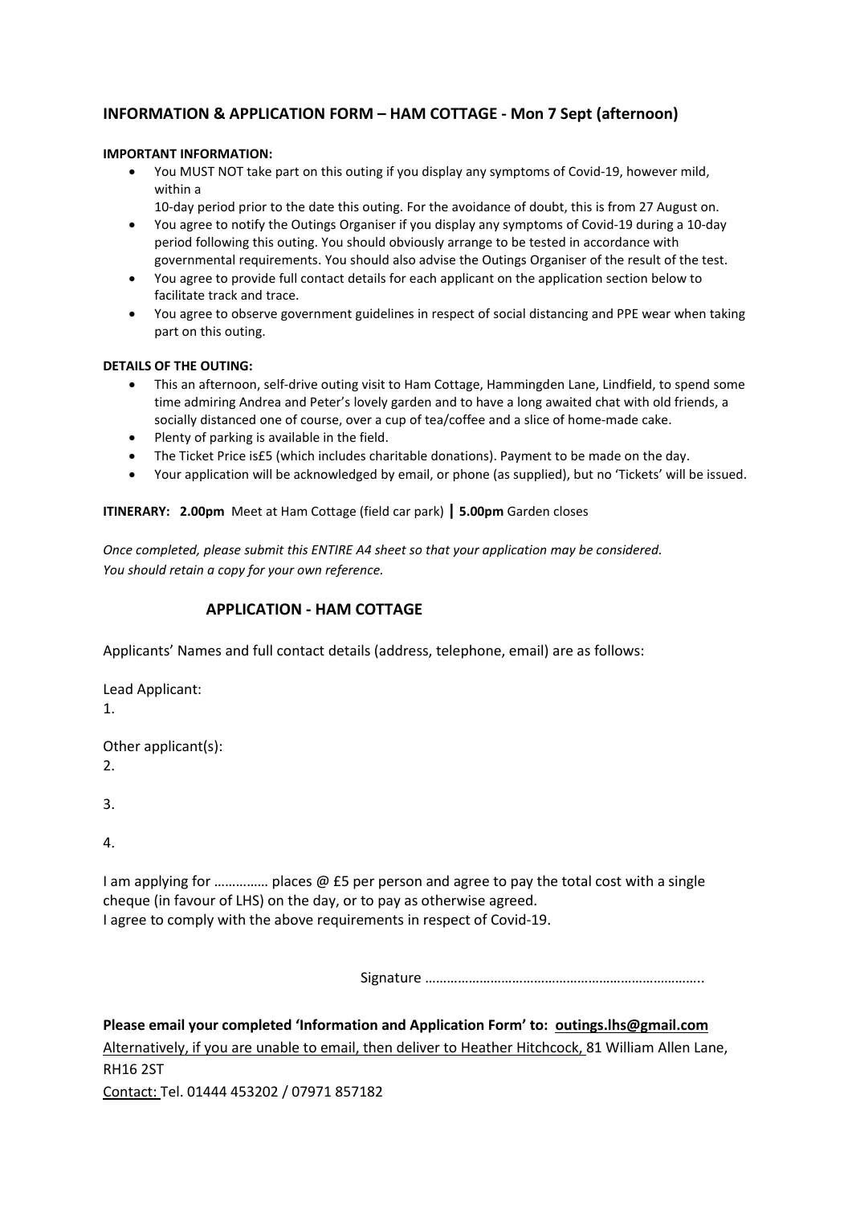## INFORMATION & APPLICATION FORM – HAM COTTAGE - Mon 7 Sept (afternoon)

**IMPORTANT INFORMATION:**

- You MUST NOT take part on this outing if you display any symptoms of Covid-19, however mild, within a
  10-day period prior to the date this outing. For the avoidance of doubt, this is from 27 August on.
- You agree to notify the Outings Organiser if you display any symptoms of Covid-19 during a 10-day period following this outing. You should obviously arrange to be tested in accordance with governmental requirements. You should also advise the Outings Organiser of the result of the test.
- You agree to provide full contact details for each applicant on the application section below to facilitate track and trace.
- You agree to observe government guidelines in respect of social distancing and PPE wear when taking part on this outing.

**DETAILS OF THE OUTING:**

- This an afternoon, self-drive outing visit to Ham Cottage, Hammingden Lane, Lindfield, to spend some time admiring Andrea and Peter's lovely garden and to have a long awaited chat with old friends, a socially distanced one of course, over a cup of tea/coffee and a slice of home-made cake.
- Plenty of parking is available in the field.
- The Ticket Price is£5 (which includes charitable donations). Payment to be made on the day.
- Your application will be acknowledged by email, or phone (as supplied), but no 'Tickets' will be issued.

**ITINERARY:** **2.00pm** Meet at Ham Cottage (field car park) **|** **5.00pm** Garden closes

*Once completed, please submit this ENTIRE A4 sheet so that your application may be considered.*
*You should retain a copy for your own reference.*

### APPLICATION - HAM COTTAGE

Applicants' Names and full contact details (address, telephone, email) are as follows:

Lead Applicant:
1.

Other applicant(s):
2.

3.

4.

I am applying for …………… places @ £5 per person and agree to pay the total cost with a single cheque (in favour of LHS) on the day, or to pay as otherwise agreed.
I agree to comply with the above requirements in respect of Covid-19.

Signature …………………………………………………………………..

**Please email your completed 'Information and Application Form' to: outings.lhs@gmail.com**
Alternatively, if you are unable to email, then deliver to Heather Hitchcock, 81 William Allen Lane, RH16 2ST
Contact: Tel. 01444 453202 / 07971 857182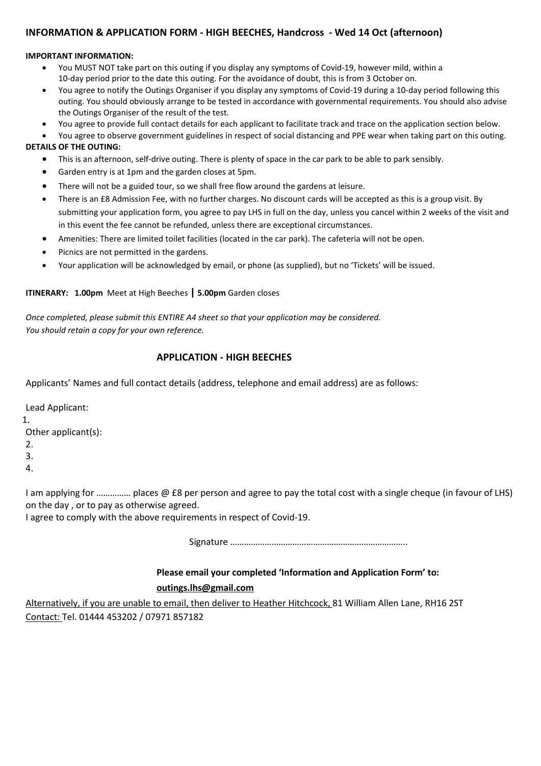## INFORMATION & APPLICATION FORM - HIGH BEECHES, Handcross - Wed 14 Oct (afternoon)

**IMPORTANT INFORMATION:**

- You MUST NOT take part on this outing if you display any symptoms of Covid-19, however mild, within a 10-day period prior to the date this outing. For the avoidance of doubt, this is from 3 October on.
- You agree to notify the Outings Organiser if you display any symptoms of Covid-19 during a 10-day period following this outing. You should obviously arrange to be tested in accordance with governmental requirements. You should also advise the Outings Organiser of the result of the test.
- You agree to provide full contact details for each applicant to facilitate track and trace on the application section below.
- You agree to observe government guidelines in respect of social distancing and PPE wear when taking part on this outing.

**DETAILS OF THE OUTING:**

- This is an afternoon, self-drive outing. There is plenty of space in the car park to be able to park sensibly.
- Garden entry is at 1pm and the garden closes at 5pm.
- There will not be a guided tour, so we shall free flow around the gardens at leisure.
- There is an £8 Admission Fee, with no further charges. No discount cards will be accepted as this is a group visit. By submitting your application form, you agree to pay LHS in full on the day, unless you cancel within 2 weeks of the visit and in this event the fee cannot be refunded, unless there are exceptional circumstances.
- Amenities: There are limited toilet facilities (located in the car park). The cafeteria will not be open.
- Picnics are not permitted in the gardens.
- Your application will be acknowledged by email, or phone (as supplied), but no 'Tickets' will be issued.

**ITINERARY: 1.00pm** Meet at High Beeches | **5.00pm** Garden closes

*Once completed, please submit this ENTIRE A4 sheet so that your application may be considered.*
*You should retain a copy for your own reference.*

### APPLICATION - HIGH BEECHES

Applicants' Names and full contact details (address, telephone and email address) are as follows:

Lead Applicant:

1.

Other applicant(s):

2.

3.

4.

I am applying for …………… places @ £8 per person and agree to pay the total cost with a single cheque (in favour of LHS) on the day , or to pay as otherwise agreed.

I agree to comply with the above requirements in respect of Covid-19.

Signature …………………………………………………………………..

**Please email your completed 'Information and Application Form' to:**

**outings.lhs@gmail.com**

Alternatively, if you are unable to email, then deliver to Heather Hitchcock, 81 William Allen Lane, RH16 2ST

Contact: Tel. 01444 453202 / 07971 857182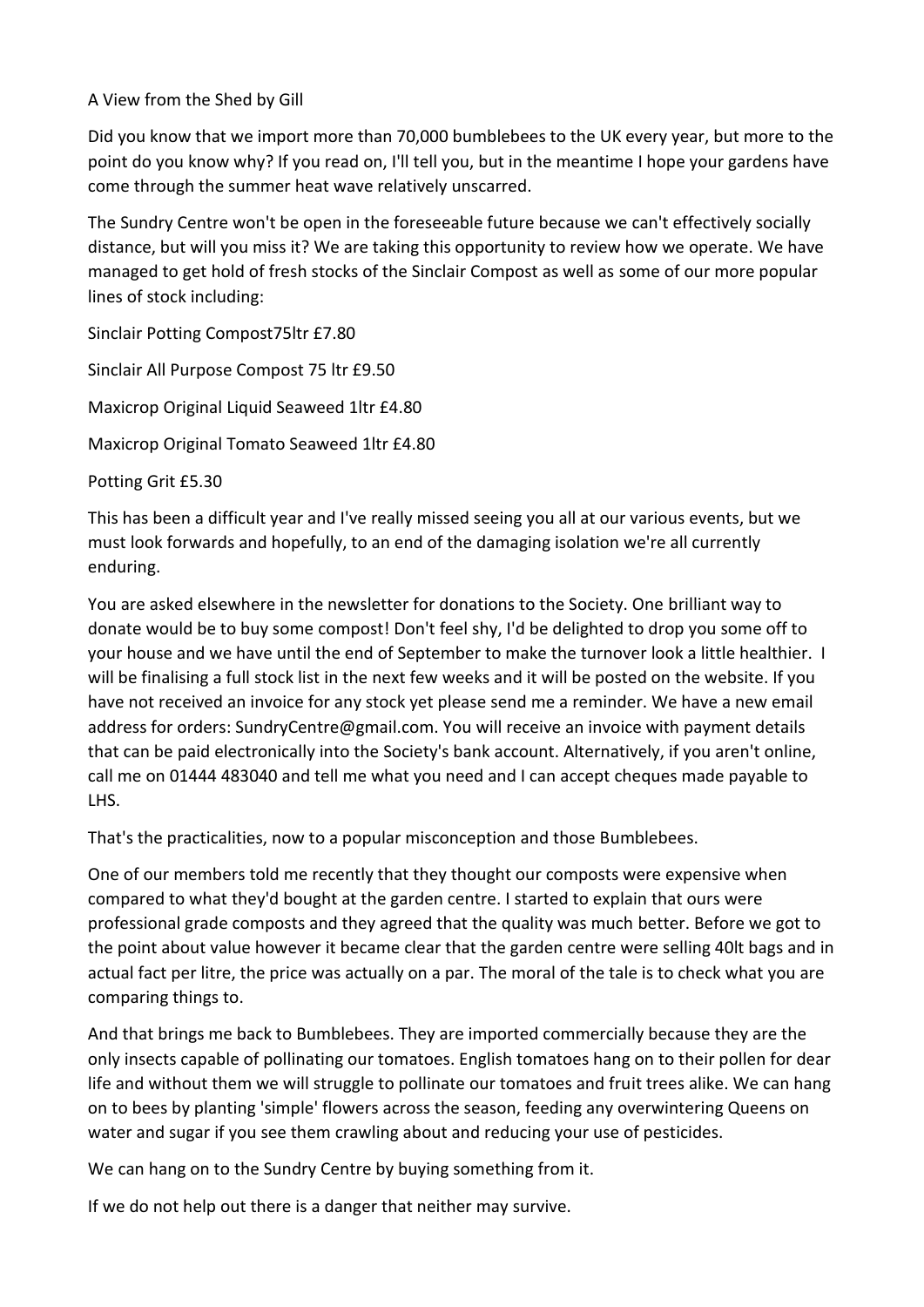A View from the Shed by Gill

Did you know that we import more than 70,000 bumblebees to the UK every year, but more to the point do you know why? If you read on, I'll tell you, but in the meantime I hope your gardens have come through the summer heat wave relatively unscarred.

The Sundry Centre won't be open in the foreseeable future because we can't effectively socially distance, but will you miss it? We are taking this opportunity to review how we operate. We have managed to get hold of fresh stocks of the Sinclair Compost as well as some of our more popular lines of stock including:

Sinclair Potting Compost75ltr £7.80

Sinclair All Purpose Compost 75 ltr £9.50

Maxicrop Original Liquid Seaweed 1ltr £4.80

Maxicrop Original Tomato Seaweed 1ltr £4.80

Potting Grit £5.30

This has been a difficult year and I've really missed seeing you all at our various events, but we must look forwards and hopefully, to an end of the damaging isolation we're all currently enduring.

You are asked elsewhere in the newsletter for donations to the Society. One brilliant way to donate would be to buy some compost! Don't feel shy, I'd be delighted to drop you some off to your house and we have until the end of September to make the turnover look a little healthier. I will be finalising a full stock list in the next few weeks and it will be posted on the website. If you have not received an invoice for any stock yet please send me a reminder. We have a new email address for orders: SundryCentre@gmail.com. You will receive an invoice with payment details that can be paid electronically into the Society's bank account. Alternatively, if you aren't online, call me on 01444 483040 and tell me what you need and I can accept cheques made payable to LHS.

That's the practicalities, now to a popular misconception and those Bumblebees.

One of our members told me recently that they thought our composts were expensive when compared to what they'd bought at the garden centre. I started to explain that ours were professional grade composts and they agreed that the quality was much better. Before we got to the point about value however it became clear that the garden centre were selling 40lt bags and in actual fact per litre, the price was actually on a par. The moral of the tale is to check what you are comparing things to.

And that brings me back to Bumblebees. They are imported commercially because they are the only insects capable of pollinating our tomatoes. English tomatoes hang on to their pollen for dear life and without them we will struggle to pollinate our tomatoes and fruit trees alike. We can hang on to bees by planting 'simple' flowers across the season, feeding any overwintering Queens on water and sugar if you see them crawling about and reducing your use of pesticides.

We can hang on to the Sundry Centre by buying something from it.

If we do not help out there is a danger that neither may survive.